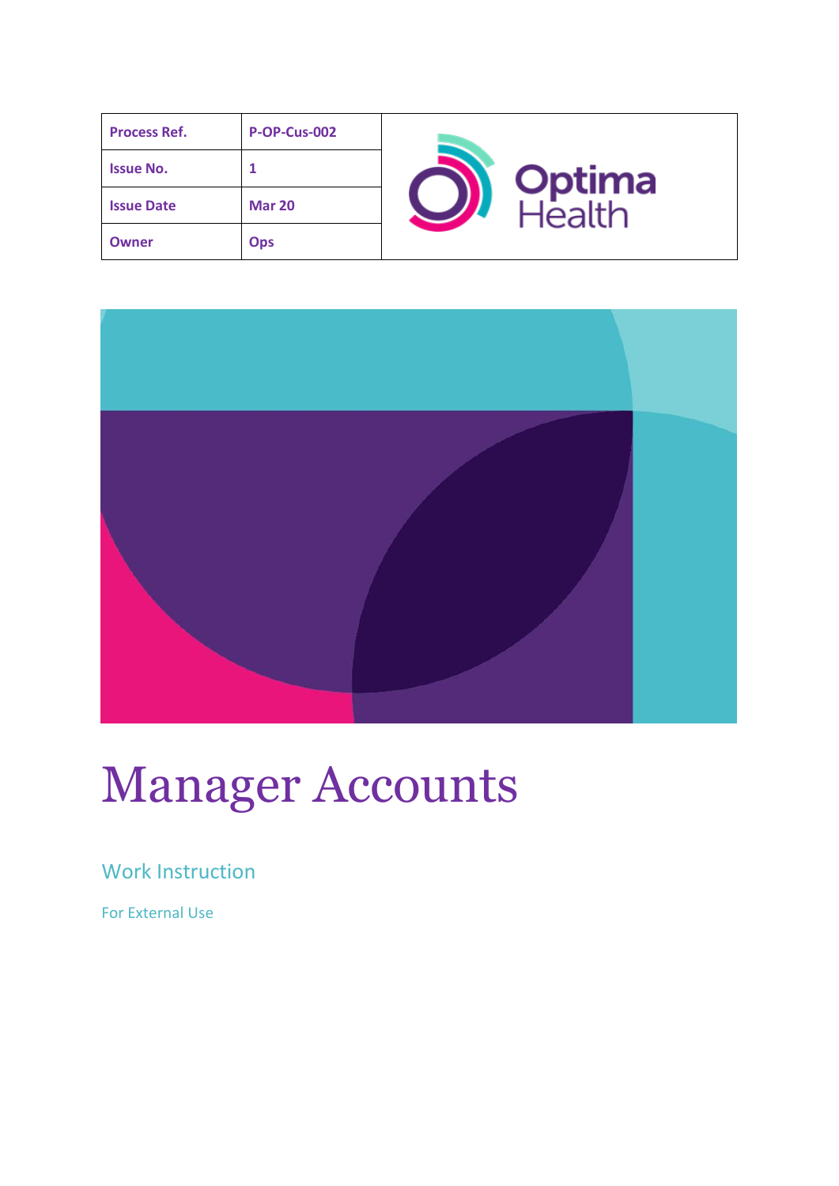| Process Ref. | P-OP-Cus-002 |
| --- | --- |
| Issue No. | 1 |
| Issue Date | Mar 20 |
| Owner | Ops |

Optima Health

# Manager Accounts

## Work Instruction

For External Use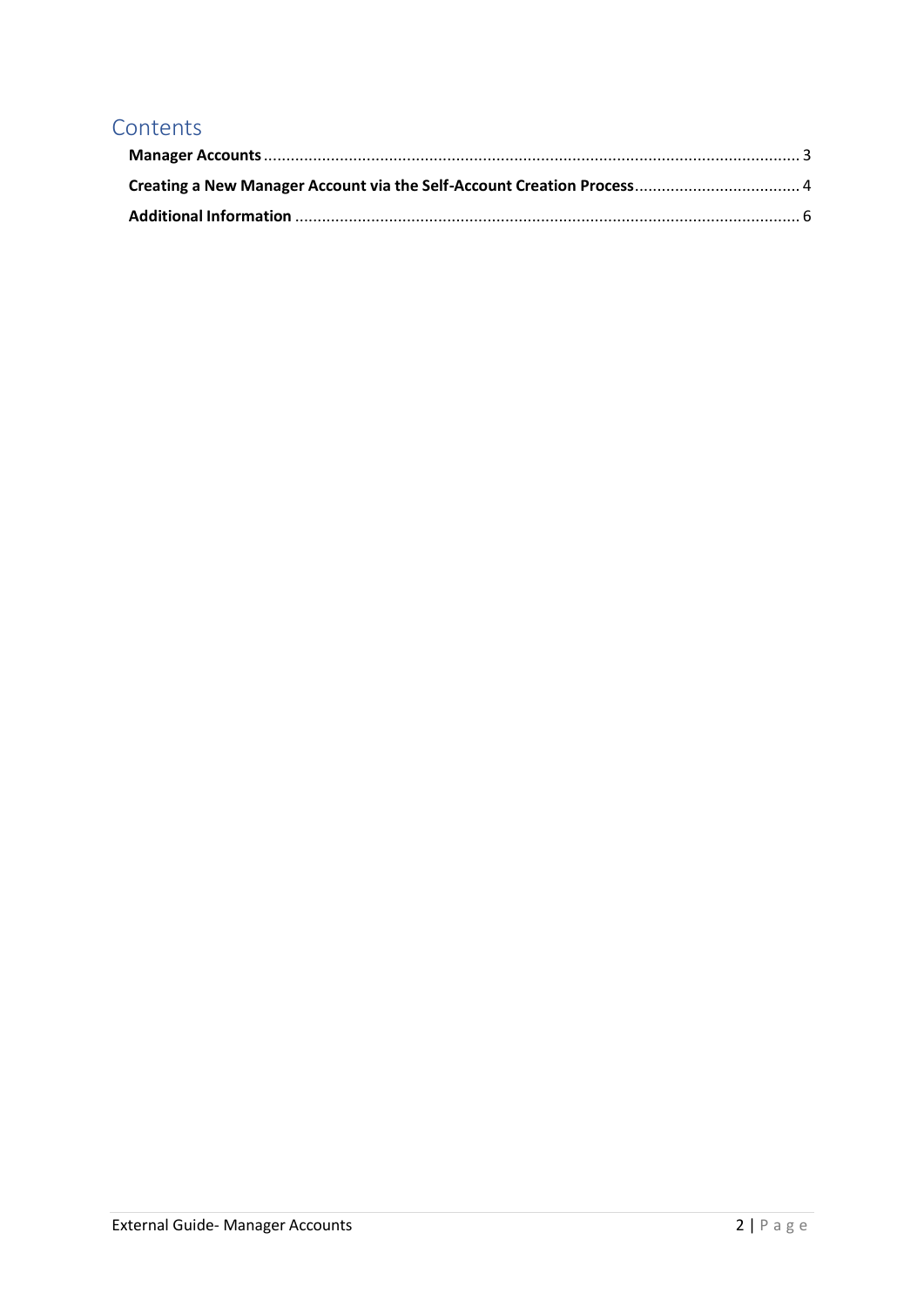# Contents

**Manager Accounts** ........................................................................................................................ 3

**Creating a New Manager Account via the Self-Account Creation Process** ..................................... 4

**Additional Information** ................................................................................................................. 6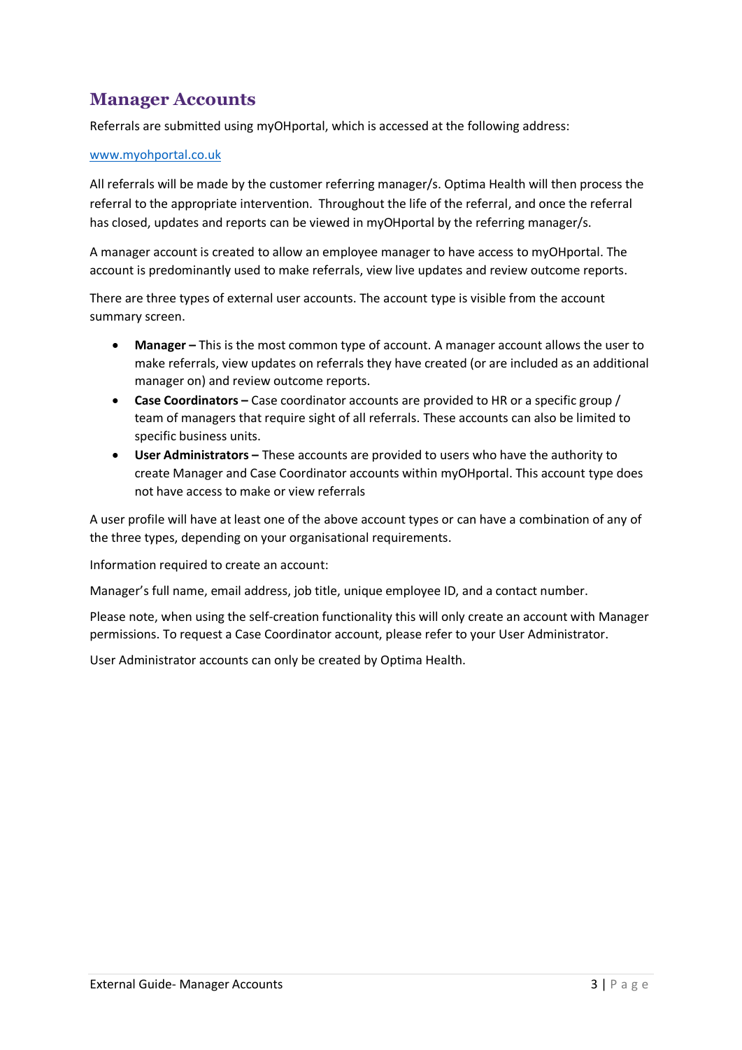## Manager Accounts

Referrals are submitted using myOHportal, which is accessed at the following address:

[www.myohportal.co.uk](http://www.myohportal.co.uk)

All referrals will be made by the customer referring manager/s. Optima Health will then process the referral to the appropriate intervention. Throughout the life of the referral, and once the referral has closed, updates and reports can be viewed in myOHportal by the referring manager/s.

A manager account is created to allow an employee manager to have access to myOHportal. The account is predominantly used to make referrals, view live updates and review outcome reports.

There are three types of external user accounts. The account type is visible from the account summary screen.

- **Manager –** This is the most common type of account. A manager account allows the user to make referrals, view updates on referrals they have created (or are included as an additional manager on) and review outcome reports.
- **Case Coordinators –** Case coordinator accounts are provided to HR or a specific group / team of managers that require sight of all referrals. These accounts can also be limited to specific business units.
- **User Administrators –** These accounts are provided to users who have the authority to create Manager and Case Coordinator accounts within myOHportal. This account type does not have access to make or view referrals

A user profile will have at least one of the above account types or can have a combination of any of the three types, depending on your organisational requirements.

Information required to create an account:

Manager's full name, email address, job title, unique employee ID, and a contact number.

Please note, when using the self-creation functionality this will only create an account with Manager permissions. To request a Case Coordinator account, please refer to your User Administrator.

User Administrator accounts can only be created by Optima Health.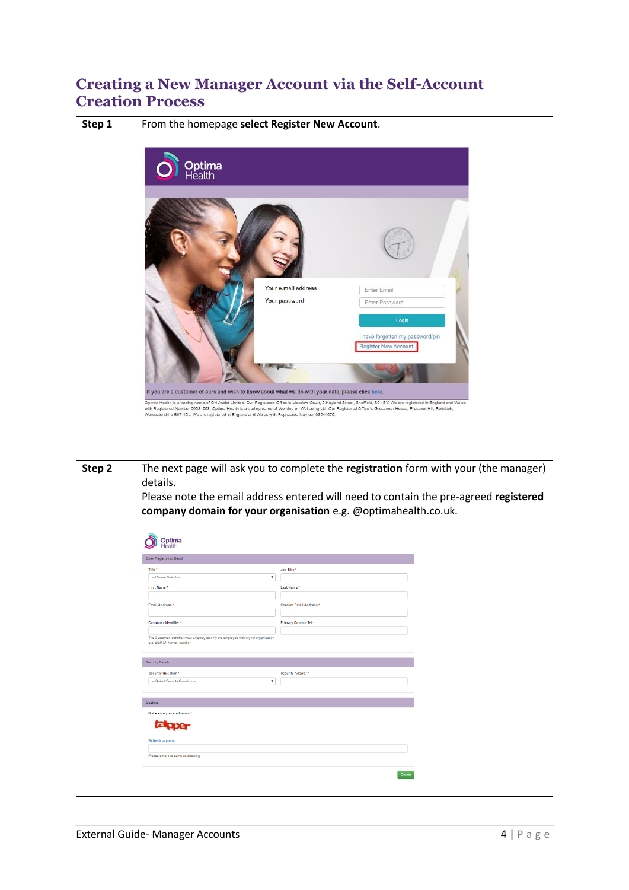# Creating a New Manager Account via the Self-Account Creation Process

| | |
|---|---|
| **Step 1** | From the homepage **select Register New Account**. |
| **Step 2** | The next page will ask you to complete the **registration** form with your (the manager) details.<br>Please note the email address entered will need to contain the pre-agreed **registered company domain for your organisation** e.g. @optimahealth.co.uk. |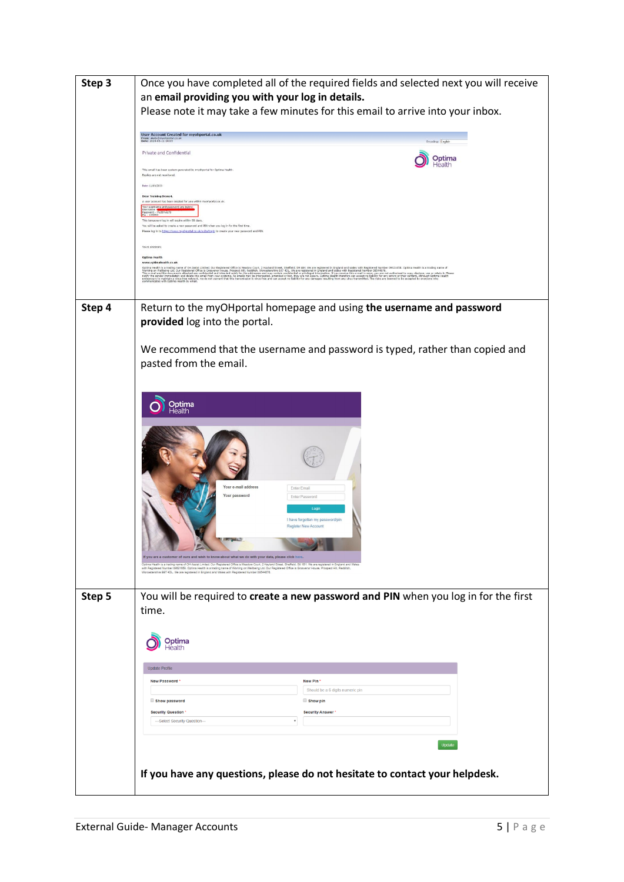| | |
|---|---|
| **Step 3** | Once you have completed all of the required fields and selected next you will receive an **email providing you with your log in details.** Please note it may take a few minutes for this email to arrive into your inbox. |
| **Step 4** | Return to the myOHportal homepage and using **the username and password provided** log into the portal. We recommend that the username and password is typed, rather than copied and pasted from the email. |
| **Step 5** | You will be required to **create a new password and PIN** when you log in for the first time. **If you have any questions, please do not hesitate to contact your helpdesk.** |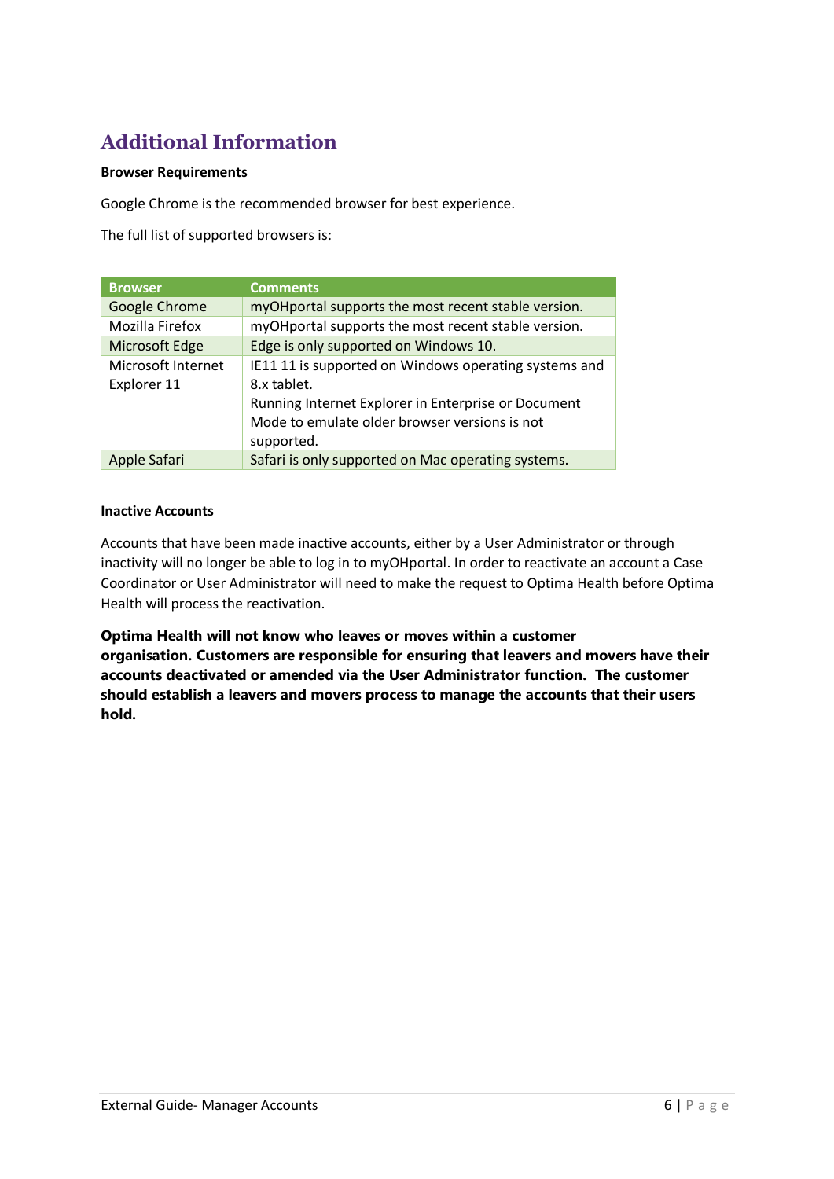## Additional Information

**Browser Requirements**

Google Chrome is the recommended browser for best experience.

The full list of supported browsers is:

| Browser | Comments |
|---|---|
| Google Chrome | myOHportal supports the most recent stable version. |
| Mozilla Firefox | myOHportal supports the most recent stable version. |
| Microsoft Edge | Edge is only supported on Windows 10. |
| Microsoft Internet Explorer 11 | IE11 11 is supported on Windows operating systems and 8.x tablet. Running Internet Explorer in Enterprise or Document Mode to emulate older browser versions is not supported. |
| Apple Safari | Safari is only supported on Mac operating systems. |

**Inactive Accounts**

Accounts that have been made inactive accounts, either by a User Administrator or through inactivity will no longer be able to log in to myOHportal. In order to reactivate an account a Case Coordinator or User Administrator will need to make the request to Optima Health before Optima Health will process the reactivation.

**Optima Health will not know who leaves or moves within a customer organisation. Customers are responsible for ensuring that leavers and movers have their accounts deactivated or amended via the User Administrator function. The customer should establish a leavers and movers process to manage the accounts that their users hold.**